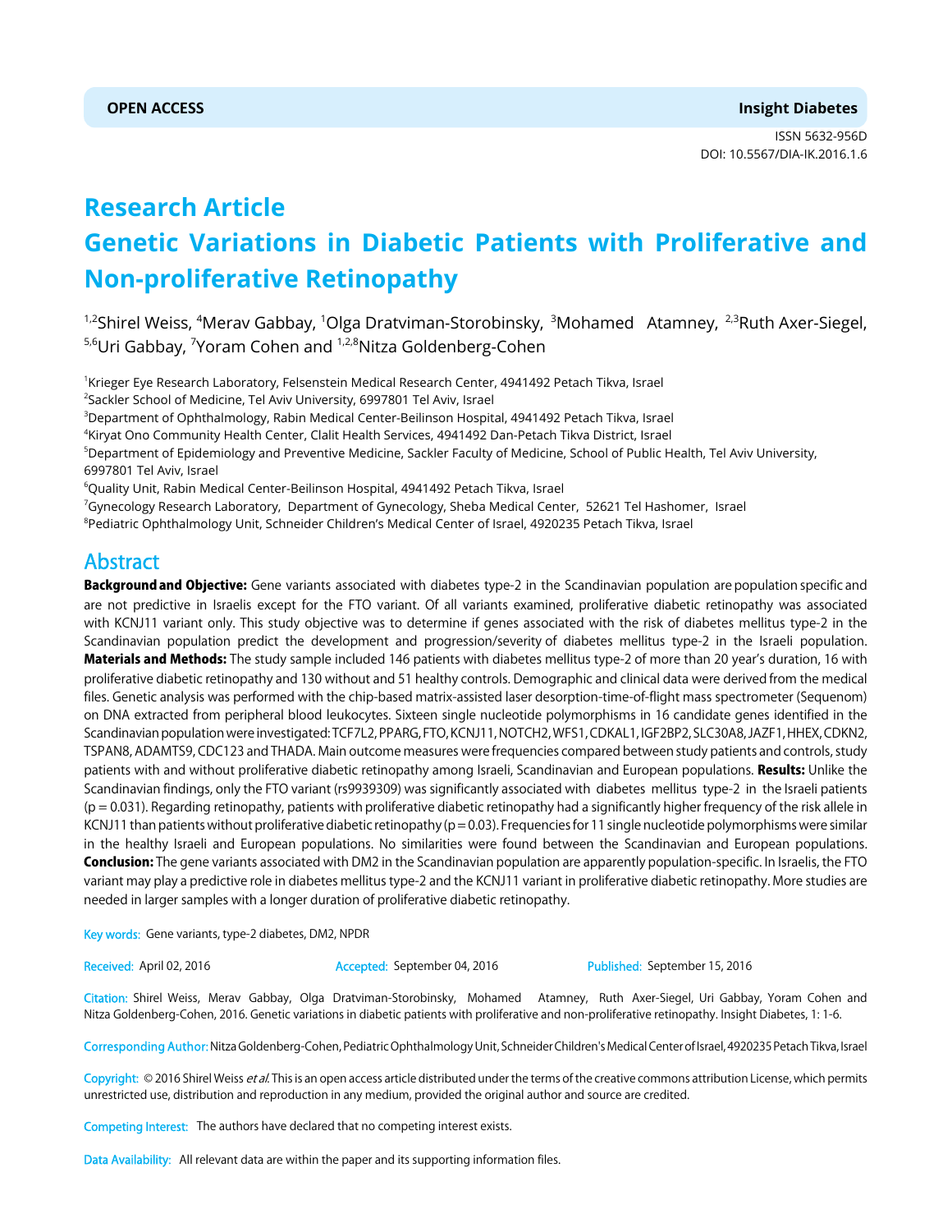**OPEN ACCESS** **Insight Diabetes**

ISSN 5632-956D
DOI: 10.5567/DIA-IK.2016.1.6

# Research Article
# Genetic Variations in Diabetic Patients with Proliferative and Non-proliferative Retinopathy

[1,2]Shirel Weiss, [4]Merav Gabbay, [1]Olga Dratviman-Storobinsky, [3]Mohamed Atamney, [2,3]Ruth Axer-Siegel, [5,6]Uri Gabbay, [7]Yoram Cohen and [1,2,8]Nitza Goldenberg-Cohen

[1]Krieger Eye Research Laboratory, Felsenstein Medical Research Center, 4941492 Petach Tikva, Israel
[2]Sackler School of Medicine, Tel Aviv University, 6997801 Tel Aviv, Israel
[3]Department of Ophthalmology, Rabin Medical Center-Beilinson Hospital, 4941492 Petach Tikva, Israel
[4]Kiryat Ono Community Health Center, Clalit Health Services, 4941492 Dan-Petach Tikva District, Israel
[5]Department of Epidemiology and Preventive Medicine, Sackler Faculty of Medicine, School of Public Health, Tel Aviv University, 6997801 Tel Aviv, Israel
[6]Quality Unit, Rabin Medical Center-Beilinson Hospital, 4941492 Petach Tikva, Israel
[7]Gynecology Research Laboratory, Department of Gynecology, Sheba Medical Center, 52621 Tel Hashomer, Israel
[8]Pediatric Ophthalmology Unit, Schneider Children's Medical Center of Israel, 4920235 Petach Tikva, Israel

## Abstract

**Background and Objective:** Gene variants associated with diabetes type-2 in the Scandinavian population are population specific and are not predictive in Israelis except for the FTO variant. Of all variants examined, proliferative diabetic retinopathy was associated with KCNJ11 variant only. This study objective was to determine if genes associated with the risk of diabetes mellitus type-2 in the Scandinavian population predict the development and progression/severity of diabetes mellitus type-2 in the Israeli population. **Materials and Methods:** The study sample included 146 patients with diabetes mellitus type-2 of more than 20 year's duration, 16 with proliferative diabetic retinopathy and 130 without and 51 healthy controls. Demographic and clinical data were derived from the medical files. Genetic analysis was performed with the chip-based matrix-assisted laser desorption-time-of-flight mass spectrometer (Sequenom) on DNA extracted from peripheral blood leukocytes. Sixteen single nucleotide polymorphisms in 16 candidate genes identified in the Scandinavian population were investigated: TCF7L2, PPARG, FTO, KCNJ11, NOTCH2, WFS1, CDKAL1, IGF2BP2, SLC30A8, JAZF1, HHEX, CDKN2, TSPAN8, ADAMTS9, CDC123 and THADA. Main outcome measures were frequencies compared between study patients and controls, study patients with and without proliferative diabetic retinopathy among Israeli, Scandinavian and European populations. **Results:** Unlike the Scandinavian findings, only the FTO variant (rs9939309) was significantly associated with diabetes mellitus type-2 in the Israeli patients ($p = 0.031$). Regarding retinopathy, patients with proliferative diabetic retinopathy had a significantly higher frequency of the risk allele in KCNJ11 than patients without proliferative diabetic retinopathy ($p = 0.03$). Frequencies for 11 single nucleotide polymorphisms were similar in the healthy Israeli and European populations. No similarities were found between the Scandinavian and European populations. **Conclusion:** The gene variants associated with DM2 in the Scandinavian population are apparently population-specific. In Israelis, the FTO variant may play a predictive role in diabetes mellitus type-2 and the KCNJ11 variant in proliferative diabetic retinopathy. More studies are needed in larger samples with a longer duration of proliferative diabetic retinopathy.

Key words: Gene variants, type-2 diabetes, DM2, NPDR

Received: April 02, 2016 Accepted: September 04, 2016 Published: September 15, 2016

Citation: Shirel Weiss, Merav Gabbay, Olga Dratviman-Storobinsky, Mohamed Atamney, Ruth Axer-Siegel, Uri Gabbay, Yoram Cohen and Nitza Goldenberg-Cohen, 2016. Genetic variations in diabetic patients with proliferative and non-proliferative retinopathy. Insight Diabetes, 1: 1-6.

Corresponding Author: Nitza Goldenberg-Cohen, Pediatric Ophthalmology Unit, Schneider Children's Medical Center of Israel, 4920235 Petach Tikva, Israel

Copyright: © 2016 Shirel Weiss *et al*. This is an open access article distributed under the terms of the creative commons attribution License, which permits unrestricted use, distribution and reproduction in any medium, provided the original author and source are credited.

Competing Interest: The authors have declared that no competing interest exists.

Data Availability: All relevant data are within the paper and its supporting information files.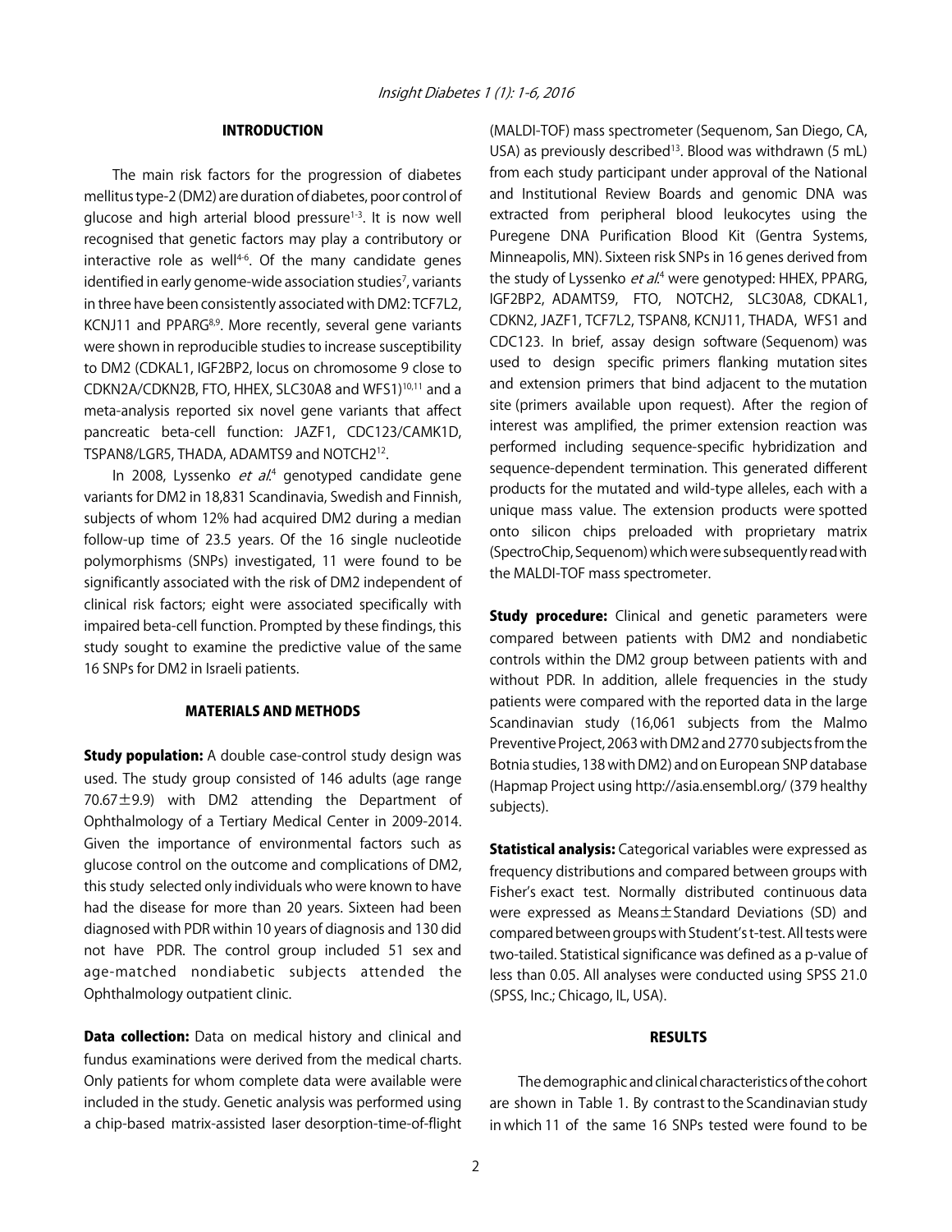## INTRODUCTION

The main risk factors for the progression of diabetes mellitus type-2 (DM2) are duration of diabetes, poor control of glucose and high arterial blood pressure[1-3]. It is now well recognised that genetic factors may play a contributory or interactive role as well[4-6]. Of the many candidate genes identified in early genome-wide association studies[7], variants in three have been consistently associated with DM2: TCF7L2, KCNJ11 and PPARG[8,9]. More recently, several gene variants were shown in reproducible studies to increase susceptibility to DM2 (CDKAL1, IGF2BP2, locus on chromosome 9 close to CDKN2A/CDKN2B, FTO, HHEX, SLC30A8 and WFS1)[10,11] and a meta-analysis reported six novel gene variants that affect pancreatic beta-cell function: JAZF1, CDC123/CAMK1D, TSPAN8/LGR5, THADA, ADAMTS9 and NOTCH2[12].

In 2008, Lyssenko *et al.*[4] genotyped candidate gene variants for DM2 in 18,831 Scandinavia, Swedish and Finnish, subjects of whom 12% had acquired DM2 during a median follow-up time of 23.5 years. Of the 16 single nucleotide polymorphisms (SNPs) investigated, 11 were found to be significantly associated with the risk of DM2 independent of clinical risk factors; eight were associated specifically with impaired beta-cell function. Prompted by these findings, this study sought to examine the predictive value of the same 16 SNPs for DM2 in Israeli patients.

## MATERIALS AND METHODS

**Study population:** A double case-control study design was used. The study group consisted of 146 adults (age range 70.67±9.9) with DM2 attending the Department of Ophthalmology of a Tertiary Medical Center in 2009-2014. Given the importance of environmental factors such as glucose control on the outcome and complications of DM2, this study selected only individuals who were known to have had the disease for more than 20 years. Sixteen had been diagnosed with PDR within 10 years of diagnosis and 130 did not have PDR. The control group included 51 sex and age-matched nondiabetic subjects attended the Ophthalmology outpatient clinic.

**Data collection:** Data on medical history and clinical and fundus examinations were derived from the medical charts. Only patients for whom complete data were available were included in the study. Genetic analysis was performed using a chip-based matrix-assisted laser desorption-time-of-flight (MALDI-TOF) mass spectrometer (Sequenom, San Diego, CA, USA) as previously described[13]. Blood was withdrawn (5 mL) from each study participant under approval of the National and Institutional Review Boards and genomic DNA was extracted from peripheral blood leukocytes using the Puregene DNA Purification Blood Kit (Gentra Systems, Minneapolis, MN). Sixteen risk SNPs in 16 genes derived from the study of Lyssenko *et al.*[4] were genotyped: HHEX, PPARG, IGF2BP2, ADAMTS9, FTO, NOTCH2, SLC30A8, CDKAL1, CDKN2, JAZF1, TCF7L2, TSPAN8, KCNJ11, THADA, WFS1 and CDC123. In brief, assay design software (Sequenom) was used to design specific primers flanking mutation sites and extension primers that bind adjacent to the mutation site (primers available upon request). After the region of interest was amplified, the primer extension reaction was performed including sequence-specific hybridization and sequence-dependent termination. This generated different products for the mutated and wild-type alleles, each with a unique mass value. The extension products were spotted onto silicon chips preloaded with proprietary matrix (SpectroChip, Sequenom) which were subsequently read with the MALDI-TOF mass spectrometer.

**Study procedure:** Clinical and genetic parameters were compared between patients with DM2 and nondiabetic controls within the DM2 group between patients with and without PDR. In addition, allele frequencies in the study patients were compared with the reported data in the large Scandinavian study (16,061 subjects from the Malmo Preventive Project, 2063 with DM2 and 2770 subjects from the Botnia studies, 138 with DM2) and on European SNP database (Hapmap Project using http://asia.ensembl.org/ (379 healthy subjects).

**Statistical analysis:** Categorical variables were expressed as frequency distributions and compared between groups with Fisher's exact test. Normally distributed continuous data were expressed as Means±Standard Deviations (SD) and compared between groups with Student's t-test. All tests were two-tailed. Statistical significance was defined as a p-value of less than 0.05. All analyses were conducted using SPSS 21.0 (SPSS, Inc.; Chicago, IL, USA).

## RESULTS

The demographic and clinical characteristics of the cohort are shown in Table 1. By contrast to the Scandinavian study in which 11 of the same 16 SNPs tested were found to be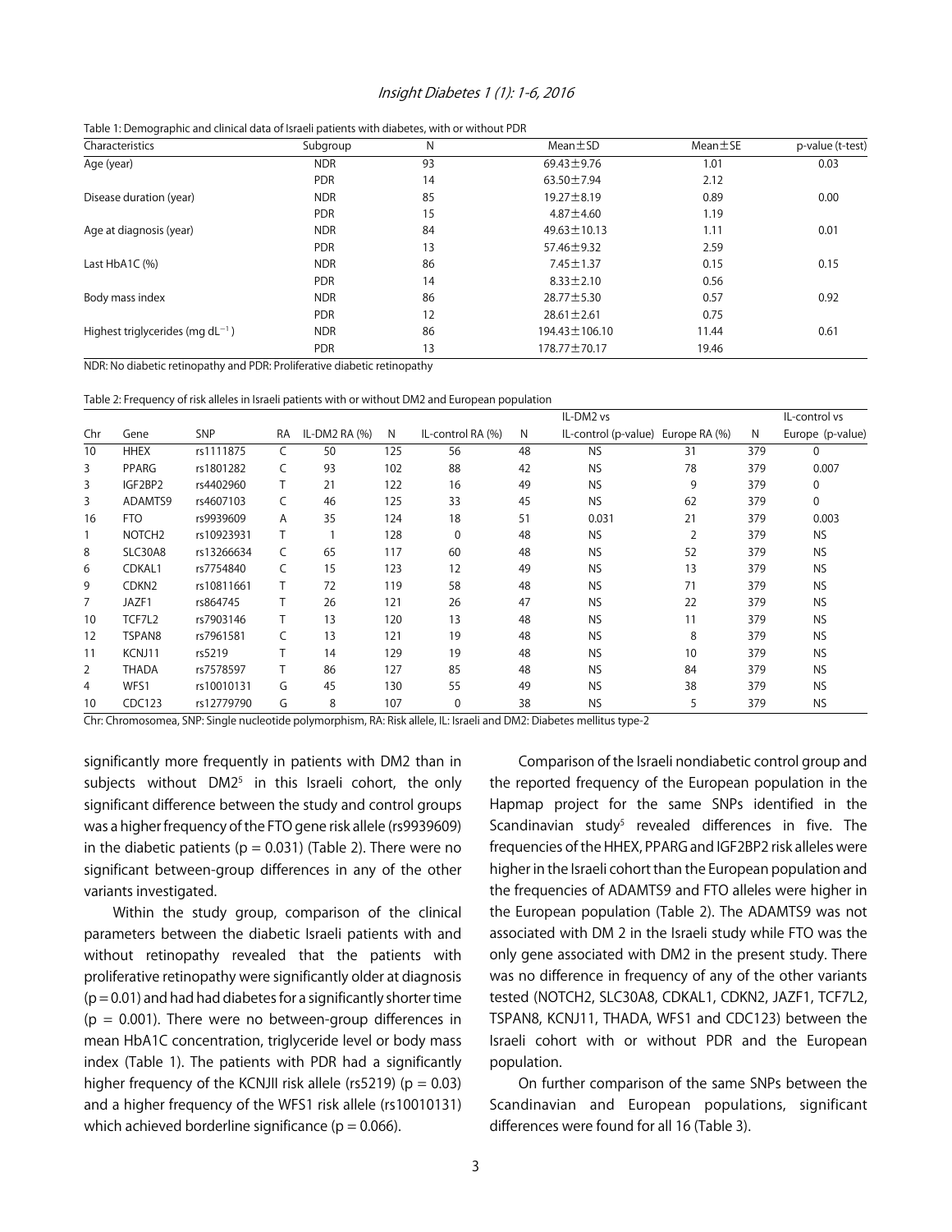Table 1: Demographic and clinical data of Israeli patients with diabetes, with or without PDR

| Characteristics | Subgroup | N | Mean±SD | Mean±SE | p-value (t-test) |
|---|---|---|---|---|---|
| Age (year) | NDR | 93 | 69.43±9.76 | 1.01 | 0.03 |
| | PDR | 14 | 63.50±7.94 | 2.12 | |
| Disease duration (year) | NDR | 85 | 19.27±8.19 | 0.89 | 0.00 |
| | PDR | 15 | 4.87±4.60 | 1.19 | |
| Age at diagnosis (year) | NDR | 84 | 49.63±10.13 | 1.11 | 0.01 |
| | PDR | 13 | 57.46±9.32 | 2.59 | |
| Last HbA1C (%) | NDR | 86 | 7.45±1.37 | 0.15 | 0.15 |
| | PDR | 14 | 8.33±2.10 | 0.56 | |
| Body mass index | NDR | 86 | 28.77±5.30 | 0.57 | 0.92 |
| | PDR | 12 | 28.61±2.61 | 0.75 | |
| Highest triglycerides (mg $dL^{-1}$) | NDR | 86 | 194.43±106.10 | 11.44 | 0.61 |
| | PDR | 13 | 178.77±70.17 | 19.46 | |

NDR: No diabetic retinopathy and PDR: Proliferative diabetic retinopathy

Table 2: Frequency of risk alleles in Israeli patients with or without DM2 and European population

| Chr | Gene | SNP | RA | IL-DM2 RA (%) | N | IL-control RA (%) | N | IL-DM2 vs IL-control (p-value) | Europe RA (%) | N | IL-control vs Europe (p-value) |
|---|---|---|---|---|---|---|---|---|---|---|---|
| 10 | HHEX | rs1111875 | C | 50 | 125 | 56 | 48 | NS | 31 | 379 | 0 |
| 3 | PPARG | rs1801282 | C | 93 | 102 | 88 | 42 | NS | 78 | 379 | 0.007 |
| 3 | IGF2BP2 | rs4402960 | T | 21 | 122 | 16 | 49 | NS | 9 | 379 | 0 |
| 3 | ADAMTS9 | rs4607103 | C | 46 | 125 | 33 | 45 | NS | 62 | 379 | 0 |
| 16 | FTO | rs9939609 | A | 35 | 124 | 18 | 51 | 0.031 | 21 | 379 | 0.003 |
| 1 | NOTCH2 | rs10923931 | T | 1 | 128 | 0 | 48 | NS | 2 | 379 | NS |
| 8 | SLC30A8 | rs13266634 | C | 65 | 117 | 60 | 48 | NS | 52 | 379 | NS |
| 6 | CDKAL1 | rs7754840 | C | 15 | 123 | 12 | 49 | NS | 13 | 379 | NS |
| 9 | CDKN2 | rs10811661 | T | 72 | 119 | 58 | 48 | NS | 71 | 379 | NS |
| 7 | JAZF1 | rs864745 | T | 26 | 121 | 26 | 47 | NS | 22 | 379 | NS |
| 10 | TCF7L2 | rs7903146 | T | 13 | 120 | 13 | 48 | NS | 11 | 379 | NS |
| 12 | TSPAN8 | rs7961581 | C | 13 | 121 | 19 | 48 | NS | 8 | 379 | NS |
| 11 | KCNJ11 | rs5219 | T | 14 | 129 | 19 | 48 | NS | 10 | 379 | NS |
| 2 | THADA | rs7578597 | T | 86 | 127 | 85 | 48 | NS | 84 | 379 | NS |
| 4 | WFS1 | rs10010131 | G | 45 | 130 | 55 | 49 | NS | 38 | 379 | NS |
| 10 | CDC123 | rs12779790 | G | 8 | 107 | 0 | 38 | NS | 5 | 379 | NS |

Chr: Chromosomea, SNP: Single nucleotide polymorphism, RA: Risk allele, IL: Israeli and DM2: Diabetes mellitus type-2

significantly more frequently in patients with DM2 than in subjects without DM2[5] in this Israeli cohort, the only significant difference between the study and control groups was a higher frequency of the FTO gene risk allele (rs9939609) in the diabetic patients ($p = 0.031$) (Table 2). There were no significant between-group differences in any of the other variants investigated.

Within the study group, comparison of the clinical parameters between the diabetic Israeli patients with and without retinopathy revealed that the patients with proliferative retinopathy were significantly older at diagnosis ($p = 0.01$) and had had diabetes for a significantly shorter time ($p = 0.001$). There were no between-group differences in mean HbA1C concentration, triglyceride level or body mass index (Table 1). The patients with PDR had a significantly higher frequency of the KCNJII risk allele (rs5219) ($p = 0.03$) and a higher frequency of the WFS1 risk allele (rs10010131) which achieved borderline significance ($p = 0.066$).

Comparison of the Israeli nondiabetic control group and the reported frequency of the European population in the Hapmap project for the same SNPs identified in the Scandinavian study[5] revealed differences in five. The frequencies of the HHEX, PPARG and IGF2BP2 risk alleles were higher in the Israeli cohort than the European population and the frequencies of ADAMTS9 and FTO alleles were higher in the European population (Table 2). The ADAMTS9 was not associated with DM 2 in the Israeli study while FTO was the only gene associated with DM2 in the present study. There was no difference in frequency of any of the other variants tested (NOTCH2, SLC30A8, CDKAL1, CDKN2, JAZF1, TCF7L2, TSPAN8, KCNJ11, THADA, WFS1 and CDC123) between the Israeli cohort with or without PDR and the European population.

On further comparison of the same SNPs between the Scandinavian and European populations, significant differences were found for all 16 (Table 3).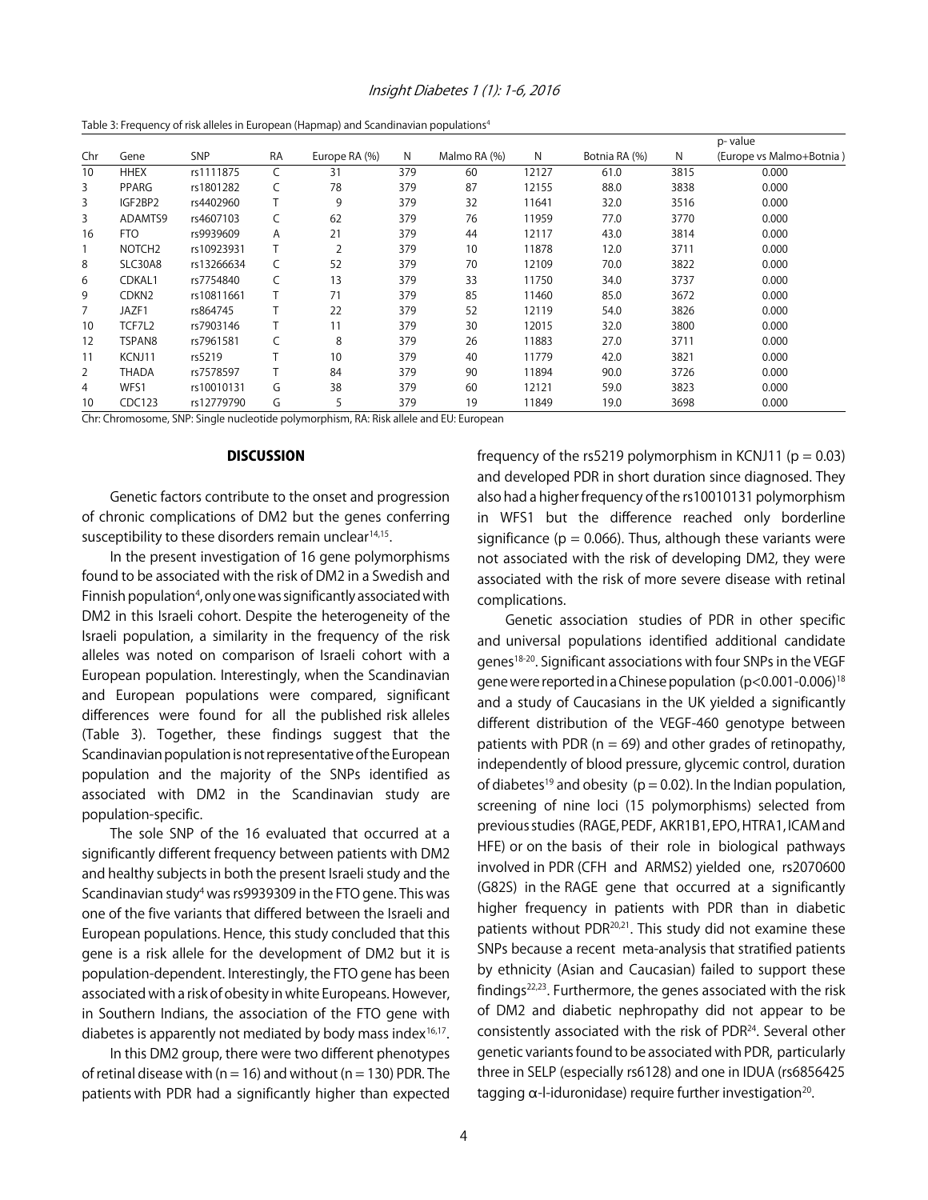Table 3: Frequency of risk alleles in European (Hapmap) and Scandinavian populations[4]

| Chr | Gene | SNP | RA | Europe RA (%) | N | Malmo RA (%) | N | Botnia RA (%) | N | p- value (Europe vs Malmo+Botnia ) |
|---|---|---|---|---|---|---|---|---|---|---|
| 10 | HHEX | rs1111875 | C | 31 | 379 | 60 | 12127 | 61.0 | 3815 | 0.000 |
| 3 | PPARG | rs1801282 | C | 78 | 379 | 87 | 12155 | 88.0 | 3838 | 0.000 |
| 3 | IGF2BP2 | rs4402960 | T | 9 | 379 | 32 | 11641 | 32.0 | 3516 | 0.000 |
| 3 | ADAMTS9 | rs4607103 | C | 62 | 379 | 76 | 11959 | 77.0 | 3770 | 0.000 |
| 16 | FTO | rs9939609 | A | 21 | 379 | 44 | 12117 | 43.0 | 3814 | 0.000 |
| 1 | NOTCH2 | rs10923931 | T | 2 | 379 | 10 | 11878 | 12.0 | 3711 | 0.000 |
| 8 | SLC30A8 | rs13266634 | C | 52 | 379 | 70 | 12109 | 70.0 | 3822 | 0.000 |
| 6 | CDKAL1 | rs7754840 | C | 13 | 379 | 33 | 11750 | 34.0 | 3737 | 0.000 |
| 9 | CDKN2 | rs10811661 | T | 71 | 379 | 85 | 11460 | 85.0 | 3672 | 0.000 |
| 7 | JAZF1 | rs864745 | T | 22 | 379 | 52 | 12119 | 54.0 | 3826 | 0.000 |
| 10 | TCF7L2 | rs7903146 | T | 11 | 379 | 30 | 12015 | 32.0 | 3800 | 0.000 |
| 12 | TSPAN8 | rs7961581 | C | 8 | 379 | 26 | 11883 | 27.0 | 3711 | 0.000 |
| 11 | KCNJ11 | rs5219 | T | 10 | 379 | 40 | 11779 | 42.0 | 3821 | 0.000 |
| 2 | THADA | rs7578597 | T | 84 | 379 | 90 | 11894 | 90.0 | 3726 | 0.000 |
| 4 | WFS1 | rs10010131 | G | 38 | 379 | 60 | 12121 | 59.0 | 3823 | 0.000 |
| 10 | CDC123 | rs12779790 | G | 5 | 379 | 19 | 11849 | 19.0 | 3698 | 0.000 |

Chr: Chromosome, SNP: Single nucleotide polymorphism, RA: Risk allele and EU: European

## DISCUSSION

Genetic factors contribute to the onset and progression of chronic complications of DM2 but the genes conferring susceptibility to these disorders remain unclear[14,15].

In the present investigation of 16 gene polymorphisms found to be associated with the risk of DM2 in a Swedish and Finnish population[4], only one was significantly associated with DM2 in this Israeli cohort. Despite the heterogeneity of the Israeli population, a similarity in the frequency of the risk alleles was noted on comparison of Israeli cohort with a European population. Interestingly, when the Scandinavian and European populations were compared, significant differences were found for all the published risk alleles (Table 3). Together, these findings suggest that the Scandinavian population is not representative of the European population and the majority of the SNPs identified as associated with DM2 in the Scandinavian study are population-specific.

The sole SNP of the 16 evaluated that occurred at a significantly different frequency between patients with DM2 and healthy subjects in both the present Israeli study and the Scandinavian study[4] was rs9939309 in the FTO gene. This was one of the five variants that differed between the Israeli and European populations. Hence, this study concluded that this gene is a risk allele for the development of DM2 but it is population-dependent. Interestingly, the FTO gene has been associated with a risk of obesity in white Europeans. However, in Southern Indians, the association of the FTO gene with diabetes is apparently not mediated by body mass index[16,17].

In this DM2 group, there were two different phenotypes of retinal disease with (n = 16) and without (n = 130) PDR. The patients with PDR had a significantly higher than expected frequency of the rs5219 polymorphism in KCNJ11 ($p = 0.03$) and developed PDR in short duration since diagnosed. They also had a higher frequency of the rs10010131 polymorphism in WFS1 but the difference reached only borderline significance ($p = 0.066$). Thus, although these variants were not associated with the risk of developing DM2, they were associated with the risk of more severe disease with retinal complications.

Genetic association studies of PDR in other specific and universal populations identified additional candidate genes[18-20]. Significant associations with four SNPs in the VEGF gene were reported in a Chinese population ($p<0.001$-$0.006$)[18] and a study of Caucasians in the UK yielded a significantly different distribution of the VEGF-460 genotype between patients with PDR (n = 69) and other grades of retinopathy, independently of blood pressure, glycemic control, duration of diabetes[19] and obesity ($p = 0.02$). In the Indian population, screening of nine loci (15 polymorphisms) selected from previous studies (RAGE, PEDF, AKR1B1, EPO, HTRA1, ICAM and HFE) or on the basis of their role in biological pathways involved in PDR (CFH and ARMS2) yielded one, rs2070600 (G82S) in the RAGE gene that occurred at a significantly higher frequency in patients with PDR than in diabetic patients without PDR[20,21]. This study did not examine these SNPs because a recent meta-analysis that stratified patients by ethnicity (Asian and Caucasian) failed to support these findings[22,23]. Furthermore, the genes associated with the risk of DM2 and diabetic nephropathy did not appear to be consistently associated with the risk of PDR[24]. Several other genetic variants found to be associated with PDR, particularly three in SELP (especially rs6128) and one in IDUA (rs6856425 tagging α-l-iduronidase) require further investigation[20].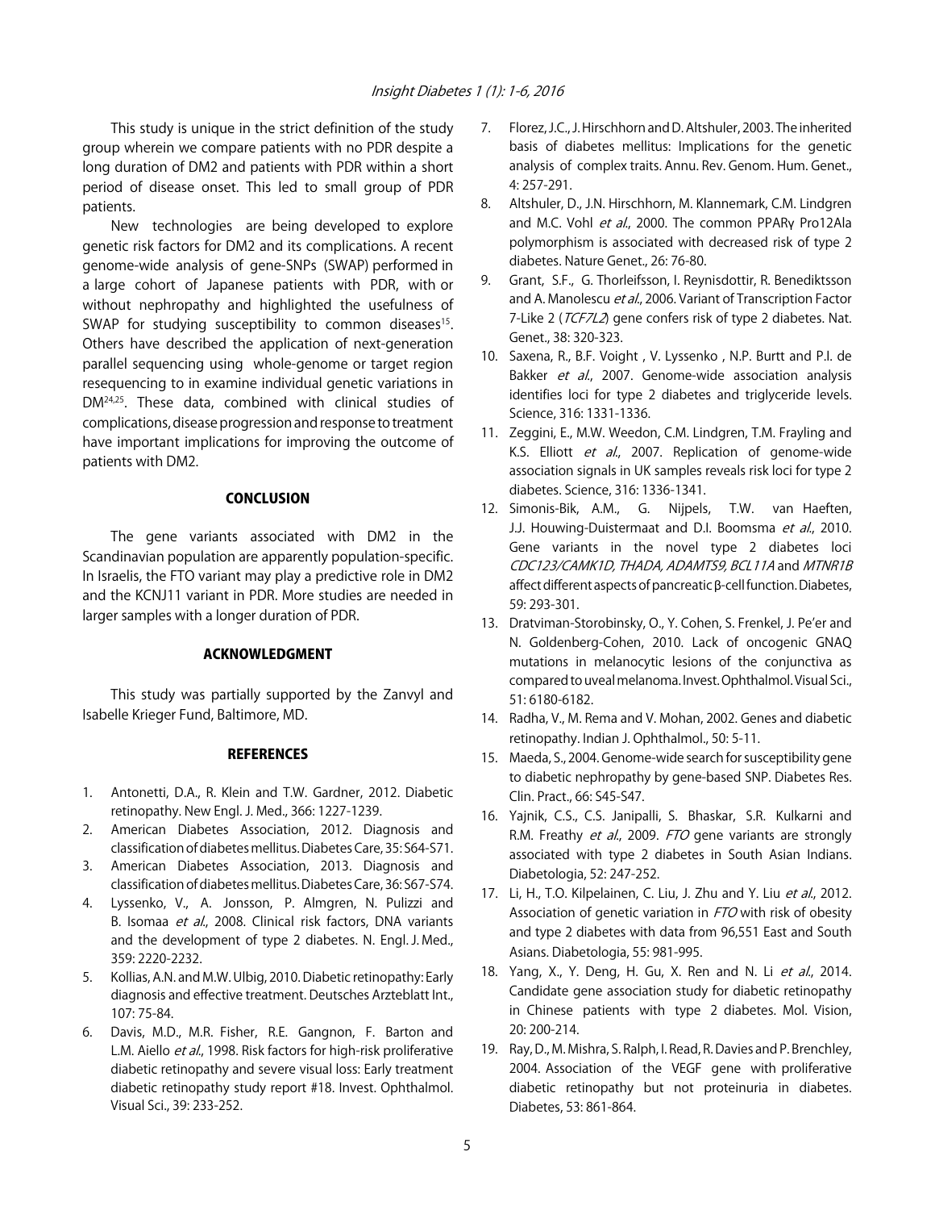This study is unique in the strict definition of the study group wherein we compare patients with no PDR despite a long duration of DM2 and patients with PDR within a short period of disease onset. This led to small group of PDR patients.

New technologies are being developed to explore genetic risk factors for DM2 and its complications. A recent genome-wide analysis of gene-SNPs (SWAP) performed in a large cohort of Japanese patients with PDR, with or without nephropathy and highlighted the usefulness of SWAP for studying susceptibility to common diseases[15]. Others have described the application of next-generation parallel sequencing using whole-genome or target region resequencing to in examine individual genetic variations in DM[24,25]. These data, combined with clinical studies of complications, disease progression and response to treatment have important implications for improving the outcome of patients with DM2.

## CONCLUSION

The gene variants associated with DM2 in the Scandinavian population are apparently population-specific. In Israelis, the FTO variant may play a predictive role in DM2 and the KCNJ11 variant in PDR. More studies are needed in larger samples with a longer duration of PDR.

## ACKNOWLEDGMENT

This study was partially supported by the Zanvyl and Isabelle Krieger Fund, Baltimore, MD.

## REFERENCES

1. Antonetti, D.A., R. Klein and T.W. Gardner, 2012. Diabetic retinopathy. New Engl. J. Med., 366: 1227-1239.
2. American Diabetes Association, 2012. Diagnosis and classification of diabetes mellitus. Diabetes Care, 35: S64-S71.
3. American Diabetes Association, 2013. Diagnosis and classification of diabetes mellitus. Diabetes Care, 36: S67-S74.
4. Lyssenko, V., A. Jonsson, P. Almgren, N. Pulizzi and B. Isomaa *et al*., 2008. Clinical risk factors, DNA variants and the development of type 2 diabetes. N. Engl. J. Med., 359: 2220-2232.
5. Kollias, A.N. and M.W. Ulbig, 2010. Diabetic retinopathy: Early diagnosis and effective treatment. Deutsches Arzteblatt Int., 107: 75-84.
6. Davis, M.D., M.R. Fisher, R.E. Gangnon, F. Barton and L.M. Aiello *et al*., 1998. Risk factors for high-risk proliferative diabetic retinopathy and severe visual loss: Early treatment diabetic retinopathy study report #18. Invest. Ophthalmol. Visual Sci., 39: 233-252.
7. Florez, J.C., J. Hirschhorn and D. Altshuler, 2003. The inherited basis of diabetes mellitus: Implications for the genetic analysis of complex traits. Annu. Rev. Genom. Hum. Genet., 4: 257-291.
8. Altshuler, D., J.N. Hirschhorn, M. Klannemark, C.M. Lindgren and M.C. Vohl *et al*., 2000. The common PPARγ Pro12Ala polymorphism is associated with decreased risk of type 2 diabetes. Nature Genet., 26: 76-80.
9. Grant, S.F., G. Thorleifsson, I. Reynisdottir, R. Benediktsson and A. Manolescu *et al*., 2006. Variant of Transcription Factor 7-Like 2 (*TCF7L2*) gene confers risk of type 2 diabetes. Nat. Genet., 38: 320-323.
10. Saxena, R., B.F. Voight , V. Lyssenko , N.P. Burtt and P.I. de Bakker *et al*., 2007. Genome-wide association analysis identifies loci for type 2 diabetes and triglyceride levels. Science, 316: 1331-1336.
11. Zeggini, E., M.W. Weedon, C.M. Lindgren, T.M. Frayling and K.S. Elliott *et al*., 2007. Replication of genome-wide association signals in UK samples reveals risk loci for type 2 diabetes. Science, 316: 1336-1341.
12. Simonis-Bik, A.M., G. Nijpels, T.W. van Haeften, J.J. Houwing-Duistermaat and D.I. Boomsma *et al*., 2010. Gene variants in the novel type 2 diabetes loci *CDC123/CAMK1D, THADA, ADAMTS9, BCL11A* and *MTNR1B* affect different aspects of pancreatic β-cell function. Diabetes, 59: 293-301.
13. Dratviman-Storobinsky, O., Y. Cohen, S. Frenkel, J. Pe'er and N. Goldenberg-Cohen, 2010. Lack of oncogenic GNAQ mutations in melanocytic lesions of the conjunctiva as compared to uveal melanoma. Invest. Ophthalmol. Visual Sci., 51: 6180-6182.
14. Radha, V., M. Rema and V. Mohan, 2002. Genes and diabetic retinopathy. Indian J. Ophthalmol., 50: 5-11.
15. Maeda, S., 2004. Genome-wide search for susceptibility gene to diabetic nephropathy by gene-based SNP. Diabetes Res. Clin. Pract., 66: S45-S47.
16. Yajnik, C.S., C.S. Janipalli, S. Bhaskar, S.R. Kulkarni and R.M. Freathy *et al*., 2009. *FTO* gene variants are strongly associated with type 2 diabetes in South Asian Indians. Diabetologia, 52: 247-252.
17. Li, H., T.O. Kilpelainen, C. Liu, J. Zhu and Y. Liu *et al*., 2012. Association of genetic variation in *FTO* with risk of obesity and type 2 diabetes with data from 96,551 East and South Asians. Diabetologia, 55: 981-995.
18. Yang, X., Y. Deng, H. Gu, X. Ren and N. Li *et al*., 2014. Candidate gene association study for diabetic retinopathy in Chinese patients with type 2 diabetes. Mol. Vision, 20: 200-214.
19. Ray, D., M. Mishra, S. Ralph, I. Read, R. Davies and P. Brenchley, 2004. Association of the VEGF gene with proliferative diabetic retinopathy but not proteinuria in diabetes. Diabetes, 53: 861-864.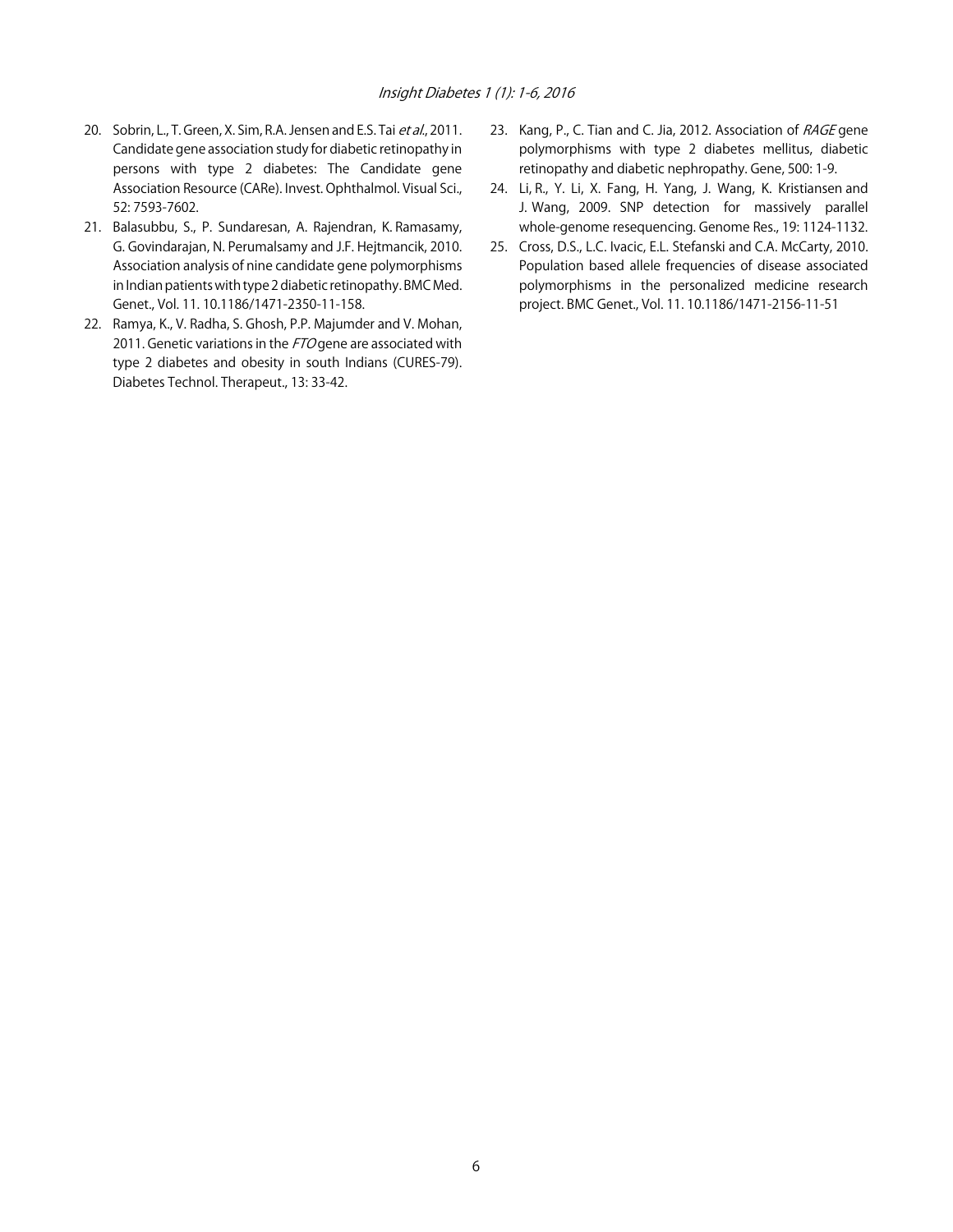20. Sobrin, L., T. Green, X. Sim, R.A. Jensen and E.S. Tai *et al*., 2011. Candidate gene association study for diabetic retinopathy in persons with type 2 diabetes: The Candidate gene Association Resource (CARe). Invest. Ophthalmol. Visual Sci., 52: 7593-7602.
21. Balasubbu, S., P. Sundaresan, A. Rajendran, K. Ramasamy, G. Govindarajan, N. Perumalsamy and J.F. Hejtmancik, 2010. Association analysis of nine candidate gene polymorphisms in Indian patients with type 2 diabetic retinopathy. BMC Med. Genet., Vol. 11. 10.1186/1471-2350-11-158.
22. Ramya, K., V. Radha, S. Ghosh, P.P. Majumder and V. Mohan, 2011. Genetic variations in the *FTO* gene are associated with type 2 diabetes and obesity in south Indians (CURES-79). Diabetes Technol. Therapeut., 13: 33-42.
23. Kang, P., C. Tian and C. Jia, 2012. Association of *RAGE* gene polymorphisms with type 2 diabetes mellitus, diabetic retinopathy and diabetic nephropathy. Gene, 500: 1-9.
24. Li, R., Y. Li, X. Fang, H. Yang, J. Wang, K. Kristiansen and J. Wang, 2009. SNP detection for massively parallel whole-genome resequencing. Genome Res., 19: 1124-1132.
25. Cross, D.S., L.C. Ivacic, E.L. Stefanski and C.A. McCarty, 2010. Population based allele frequencies of disease associated polymorphisms in the personalized medicine research project. BMC Genet., Vol. 11. 10.1186/1471-2156-11-51